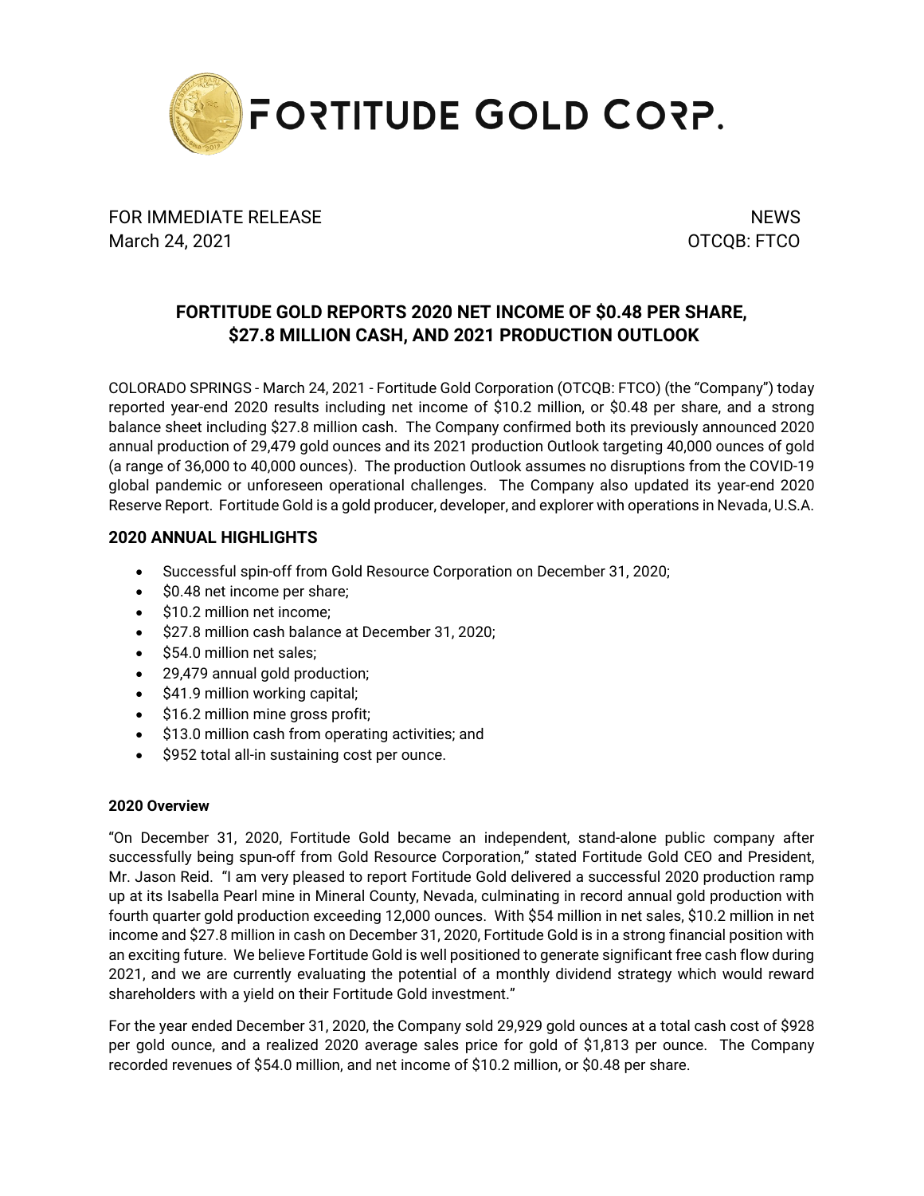FORTITUDE GOLD CORP.

FOR IMMEDIATE RELEASE                                                                                                    NEWS
March 24, 2021                                                                                                    OTCQB: FTCO

# FORTITUDE GOLD REPORTS 2020 NET INCOME OF $0.48 PER SHARE, $27.8 MILLION CASH, AND 2021 PRODUCTION OUTLOOK

COLORADO SPRINGS - March 24, 2021 - Fortitude Gold Corporation (OTCQB: FTCO) (the "Company") today reported year-end 2020 results including net income of $10.2 million, or $0.48 per share, and a strong balance sheet including $27.8 million cash. The Company confirmed both its previously announced 2020 annual production of 29,479 gold ounces and its 2021 production Outlook targeting 40,000 ounces of gold (a range of 36,000 to 40,000 ounces). The production Outlook assumes no disruptions from the COVID-19 global pandemic or unforeseen operational challenges. The Company also updated its year-end 2020 Reserve Report. Fortitude Gold is a gold producer, developer, and explorer with operations in Nevada, U.S.A.

## 2020 ANNUAL HIGHLIGHTS

- Successful spin-off from Gold Resource Corporation on December 31, 2020;
- $0.48 net income per share;
- $10.2 million net income;
- $27.8 million cash balance at December 31, 2020;
- $54.0 million net sales;
- 29,479 annual gold production;
- $41.9 million working capital;
- $16.2 million mine gross profit;
- $13.0 million cash from operating activities; and
- $952 total all-in sustaining cost per ounce.

### 2020 Overview

"On December 31, 2020, Fortitude Gold became an independent, stand-alone public company after successfully being spun-off from Gold Resource Corporation," stated Fortitude Gold CEO and President, Mr. Jason Reid. "I am very pleased to report Fortitude Gold delivered a successful 2020 production ramp up at its Isabella Pearl mine in Mineral County, Nevada, culminating in record annual gold production with fourth quarter gold production exceeding 12,000 ounces. With $54 million in net sales, $10.2 million in net income and $27.8 million in cash on December 31, 2020, Fortitude Gold is in a strong financial position with an exciting future. We believe Fortitude Gold is well positioned to generate significant free cash flow during 2021, and we are currently evaluating the potential of a monthly dividend strategy which would reward shareholders with a yield on their Fortitude Gold investment."

For the year ended December 31, 2020, the Company sold 29,929 gold ounces at a total cash cost of $928 per gold ounce, and a realized 2020 average sales price for gold of $1,813 per ounce. The Company recorded revenues of $54.0 million, and net income of $10.2 million, or $0.48 per share.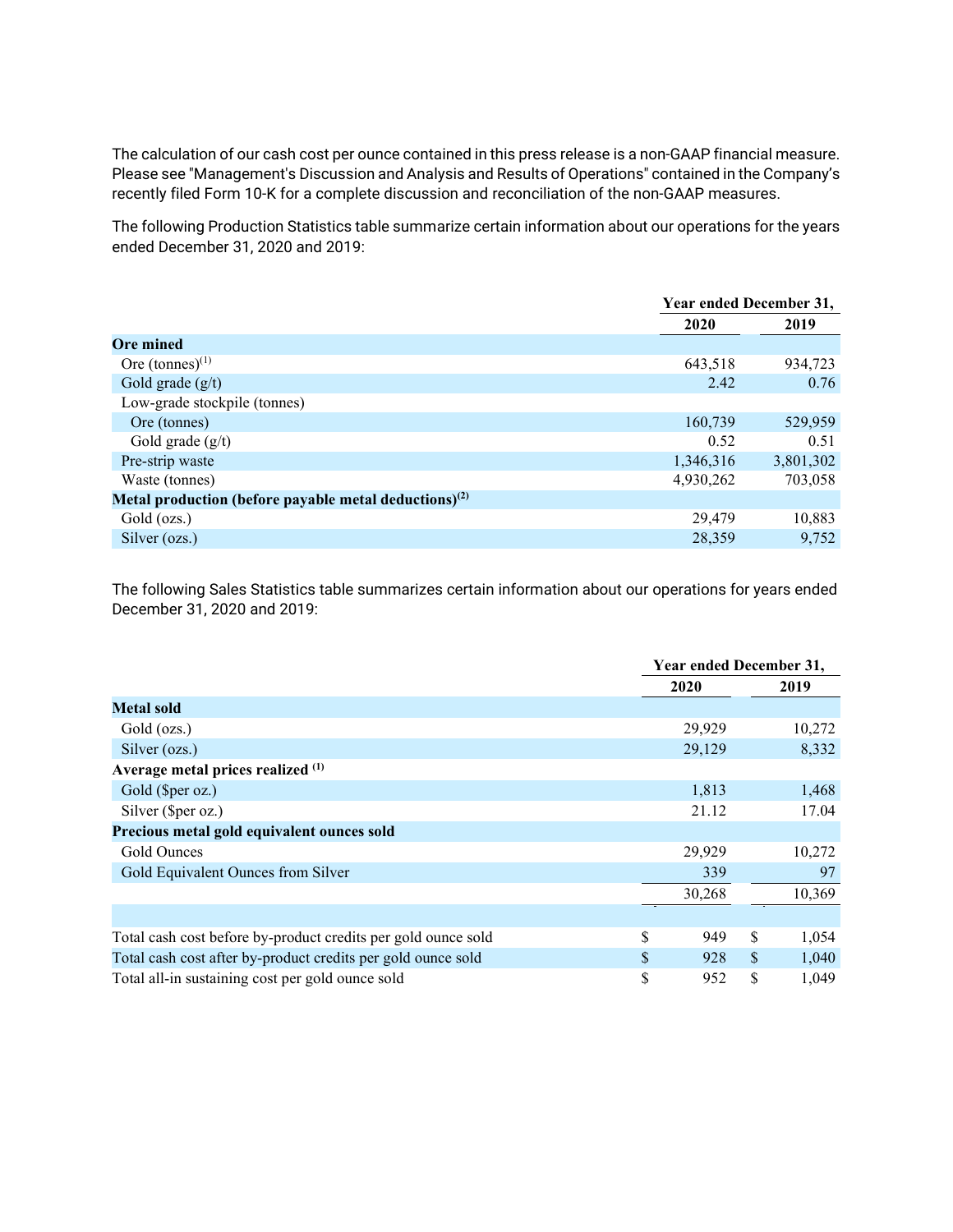The calculation of our cash cost per ounce contained in this press release is a non-GAAP financial measure. Please see "Management's Discussion and Analysis and Results of Operations" contained in the Company's recently filed Form 10-K for a complete discussion and reconciliation of the non-GAAP measures.

The following Production Statistics table summarize certain information about our operations for the years ended December 31, 2020 and 2019:

| | Year ended December 31, | |
|---|---|---|
| | 2020 | 2019 |
| **Ore mined** | | |
| Ore (tonnes)[1] | 643,518 | 934,723 |
| Gold grade (g/t) | 2.42 | 0.76 |
| Low-grade stockpile (tonnes) | | |
| Ore (tonnes) | 160,739 | 529,959 |
| Gold grade (g/t) | 0.52 | 0.51 |
| Pre-strip waste | 1,346,316 | 3,801,302 |
| Waste (tonnes) | 4,930,262 | 703,058 |
| **Metal production (before payable metal deductions)[2]** | | |
| Gold (ozs.) | 29,479 | 10,883 |
| Silver (ozs.) | 28,359 | 9,752 |

The following Sales Statistics table summarizes certain information about our operations for years ended December 31, 2020 and 2019:

| | Year ended December 31, | |
|---|---|---|
| | 2020 | 2019 |
| **Metal sold** | | |
| Gold (ozs.) | 29,929 | 10,272 |
| Silver (ozs.) | 29,129 | 8,332 |
| **Average metal prices realized [1]** | | |
| Gold ($per oz.) | 1,813 | 1,468 |
| Silver ($per oz.) | 21.12 | 17.04 |
| **Precious metal gold equivalent ounces sold** | | |
| Gold Ounces | 29,929 | 10,272 |
| Gold Equivalent Ounces from Silver | 339 | 97 |
| | 30,268 | 10,369 |
| | | |
| Total cash cost before by-product credits per gold ounce sold | $ 949 | $ 1,054 |
| Total cash cost after by-product credits per gold ounce sold | $ 928 | $ 1,040 |
| Total all-in sustaining cost per gold ounce sold | $ 952 | $ 1,049 |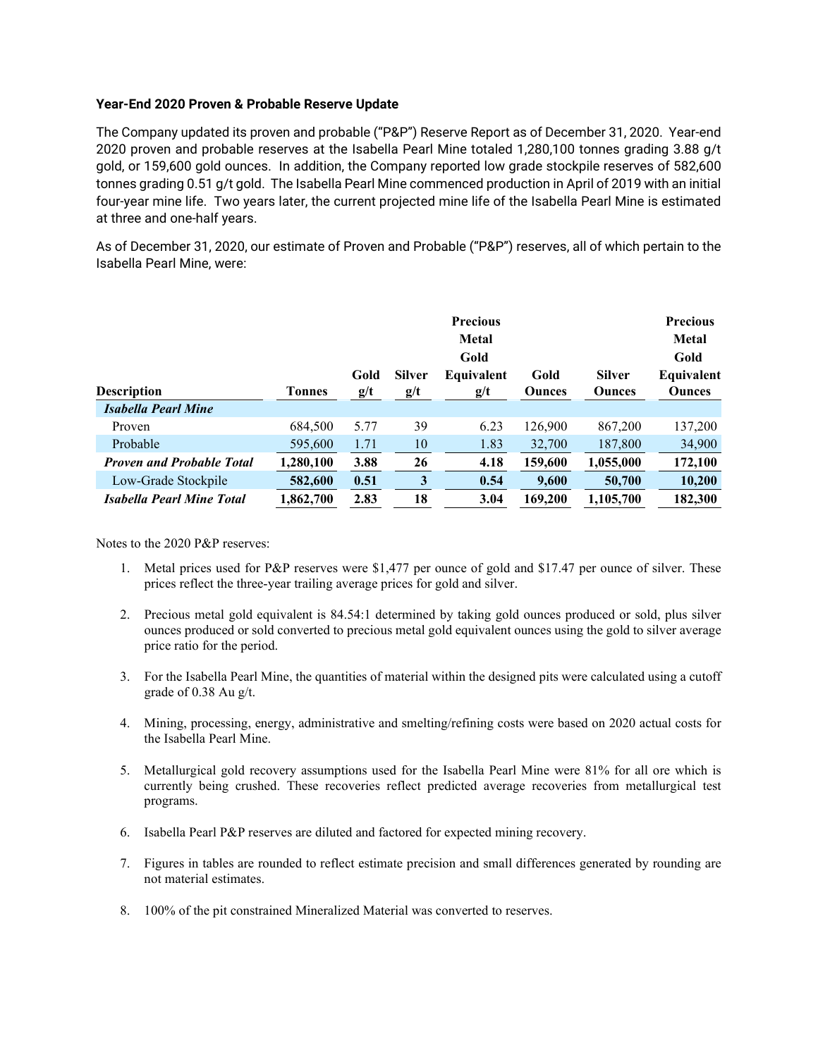### Year-End 2020 Proven & Probable Reserve Update

The Company updated its proven and probable ("P&P") Reserve Report as of December 31, 2020. Year-end 2020 proven and probable reserves at the Isabella Pearl Mine totaled 1,280,100 tonnes grading 3.88 g/t gold, or 159,600 gold ounces. In addition, the Company reported low grade stockpile reserves of 582,600 tonnes grading 0.51 g/t gold. The Isabella Pearl Mine commenced production in April of 2019 with an initial four-year mine life. Two years later, the current projected mine life of the Isabella Pearl Mine is estimated at three and one-half years.

As of December 31, 2020, our estimate of Proven and Probable ("P&P") reserves, all of which pertain to the Isabella Pearl Mine, were:

| Description | Tonnes | Gold g/t | Silver g/t | Precious Metal Gold Equivalent g/t | Gold Ounces | Silver Ounces | Precious Metal Gold Equivalent Ounces |
|---|---|---|---|---|---|---|---|
| ***Isabella Pearl Mine*** | | | | | | | |
| Proven | 684,500 | 5.77 | 39 | 6.23 | 126,900 | 867,200 | 137,200 |
| Probable | 595,600 | 1.71 | 10 | 1.83 | 32,700 | 187,800 | 34,900 |
| ***Proven and Probable Total*** | **1,280,100** | **3.88** | **26** | **4.18** | **159,600** | **1,055,000** | **172,100** |
| Low-Grade Stockpile | **582,600** | **0.51** | **3** | **0.54** | **9,600** | **50,700** | **10,200** |
| ***Isabella Pearl Mine Total*** | **1,862,700** | **2.83** | **18** | **3.04** | **169,200** | **1,105,700** | **182,300** |

Notes to the 2020 P&P reserves:

1. Metal prices used for P&P reserves were $1,477 per ounce of gold and $17.47 per ounce of silver. These prices reflect the three-year trailing average prices for gold and silver.

2. Precious metal gold equivalent is 84.54:1 determined by taking gold ounces produced or sold, plus silver ounces produced or sold converted to precious metal gold equivalent ounces using the gold to silver average price ratio for the period.

3. For the Isabella Pearl Mine, the quantities of material within the designed pits were calculated using a cutoff grade of 0.38 Au g/t.

4. Mining, processing, energy, administrative and smelting/refining costs were based on 2020 actual costs for the Isabella Pearl Mine.

5. Metallurgical gold recovery assumptions used for the Isabella Pearl Mine were 81% for all ore which is currently being crushed. These recoveries reflect predicted average recoveries from metallurgical test programs.

6. Isabella Pearl P&P reserves are diluted and factored for expected mining recovery.

7. Figures in tables are rounded to reflect estimate precision and small differences generated by rounding are not material estimates.

8. 100% of the pit constrained Mineralized Material was converted to reserves.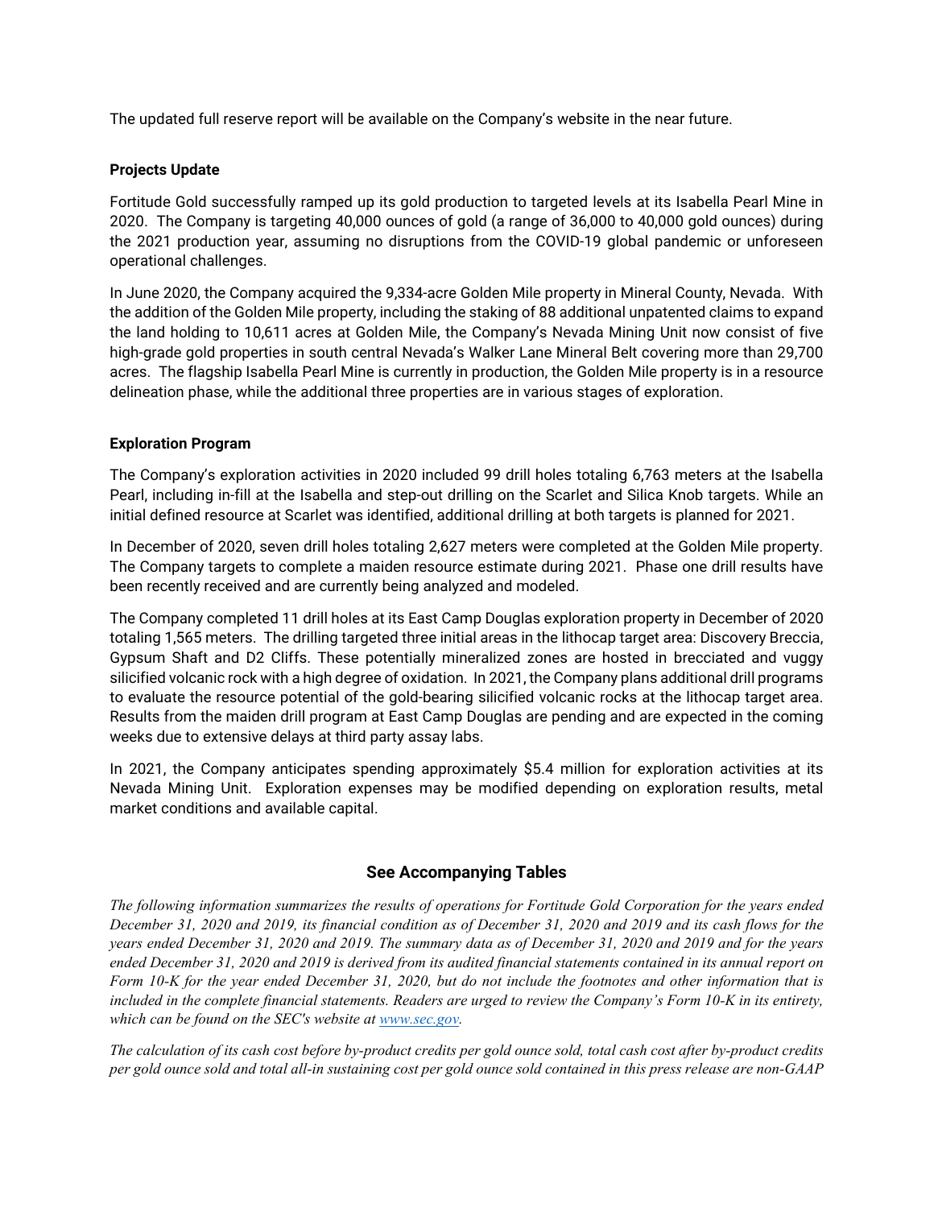The updated full reserve report will be available on the Company's website in the near future.

**Projects Update**

Fortitude Gold successfully ramped up its gold production to targeted levels at its Isabella Pearl Mine in 2020. The Company is targeting 40,000 ounces of gold (a range of 36,000 to 40,000 gold ounces) during the 2021 production year, assuming no disruptions from the COVID-19 global pandemic or unforeseen operational challenges.

In June 2020, the Company acquired the 9,334-acre Golden Mile property in Mineral County, Nevada. With the addition of the Golden Mile property, including the staking of 88 additional unpatented claims to expand the land holding to 10,611 acres at Golden Mile, the Company's Nevada Mining Unit now consist of five high-grade gold properties in south central Nevada's Walker Lane Mineral Belt covering more than 29,700 acres. The flagship Isabella Pearl Mine is currently in production, the Golden Mile property is in a resource delineation phase, while the additional three properties are in various stages of exploration.

**Exploration Program**

The Company's exploration activities in 2020 included 99 drill holes totaling 6,763 meters at the Isabella Pearl, including in-fill at the Isabella and step-out drilling on the Scarlet and Silica Knob targets. While an initial defined resource at Scarlet was identified, additional drilling at both targets is planned for 2021.

In December of 2020, seven drill holes totaling 2,627 meters were completed at the Golden Mile property. The Company targets to complete a maiden resource estimate during 2021. Phase one drill results have been recently received and are currently being analyzed and modeled.

The Company completed 11 drill holes at its East Camp Douglas exploration property in December of 2020 totaling 1,565 meters. The drilling targeted three initial areas in the lithocap target area: Discovery Breccia, Gypsum Shaft and D2 Cliffs. These potentially mineralized zones are hosted in brecciated and vuggy silicified volcanic rock with a high degree of oxidation. In 2021, the Company plans additional drill programs to evaluate the resource potential of the gold-bearing silicified volcanic rocks at the lithocap target area. Results from the maiden drill program at East Camp Douglas are pending and are expected in the coming weeks due to extensive delays at third party assay labs.

In 2021, the Company anticipates spending approximately $5.4 million for exploration activities at its Nevada Mining Unit. Exploration expenses may be modified depending on exploration results, metal market conditions and available capital.

## See Accompanying Tables

*The following information summarizes the results of operations for Fortitude Gold Corporation for the years ended December 31, 2020 and 2019, its financial condition as of December 31, 2020 and 2019 and its cash flows for the years ended December 31, 2020 and 2019. The summary data as of December 31, 2020 and 2019 and for the years ended December 31, 2020 and 2019 is derived from its audited financial statements contained in its annual report on Form 10-K for the year ended December 31, 2020, but do not include the footnotes and other information that is included in the complete financial statements. Readers are urged to review the Company's Form 10-K in its entirety, which can be found on the SEC's website at [www.sec.gov](http://www.sec.gov).*

*The calculation of its cash cost before by-product credits per gold ounce sold, total cash cost after by-product credits per gold ounce sold and total all-in sustaining cost per gold ounce sold contained in this press release are non-GAAP*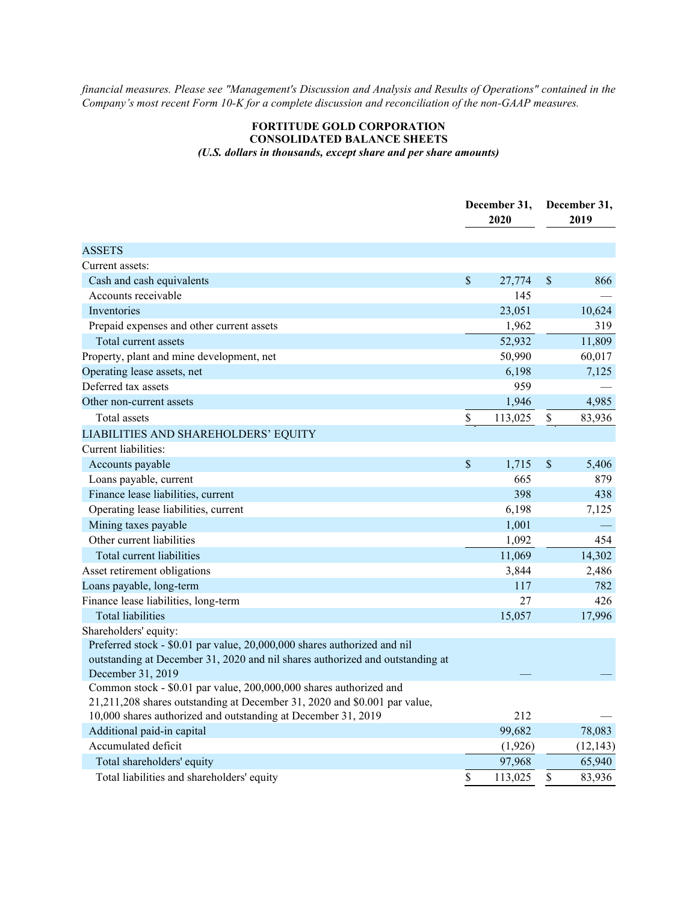*financial measures. Please see "Management's Discussion and Analysis and Results of Operations" contained in the Company's most recent Form 10-K for a complete discussion and reconciliation of the non-GAAP measures.*

**FORTITUDE GOLD CORPORATION**
**CONSOLIDATED BALANCE SHEETS**
***(U.S. dollars in thousands, except share and per share amounts)***

| | December 31, 2020 | December 31, 2019 |
|---|---|---|
| ASSETS | | |
| Current assets: | | |
| Cash and cash equivalents | $ 27,774 | $ 866 |
| Accounts receivable | 145 | — |
| Inventories | 23,051 | 10,624 |
| Prepaid expenses and other current assets | 1,962 | 319 |
| Total current assets | 52,932 | 11,809 |
| Property, plant and mine development, net | 50,990 | 60,017 |
| Operating lease assets, net | 6,198 | 7,125 |
| Deferred tax assets | 959 | — |
| Other non-current assets | 1,946 | 4,985 |
| Total assets | $ 113,025 | $ 83,936 |
| LIABILITIES AND SHAREHOLDERS' EQUITY | | |
| Current liabilities: | | |
| Accounts payable | $ 1,715 | $ 5,406 |
| Loans payable, current | 665 | 879 |
| Finance lease liabilities, current | 398 | 438 |
| Operating lease liabilities, current | 6,198 | 7,125 |
| Mining taxes payable | 1,001 | — |
| Other current liabilities | 1,092 | 454 |
| Total current liabilities | 11,069 | 14,302 |
| Asset retirement obligations | 3,844 | 2,486 |
| Loans payable, long-term | 117 | 782 |
| Finance lease liabilities, long-term | 27 | 426 |
| Total liabilities | 15,057 | 17,996 |
| Shareholders' equity: | | |
| Preferred stock - $0.01 par value, 20,000,000 shares authorized and nil outstanding at December 31, 2020 and nil shares authorized and outstanding at December 31, 2019 | — | — |
| Common stock - $0.01 par value, 200,000,000 shares authorized and 21,211,208 shares outstanding at December 31, 2020 and $0.001 par value, 10,000 shares authorized and outstanding at December 31, 2019 | 212 | — |
| Additional paid-in capital | 99,682 | 78,083 |
| Accumulated deficit | (1,926) | (12,143) |
| Total shareholders' equity | 97,968 | 65,940 |
| Total liabilities and shareholders' equity | $ 113,025 | $ 83,936 |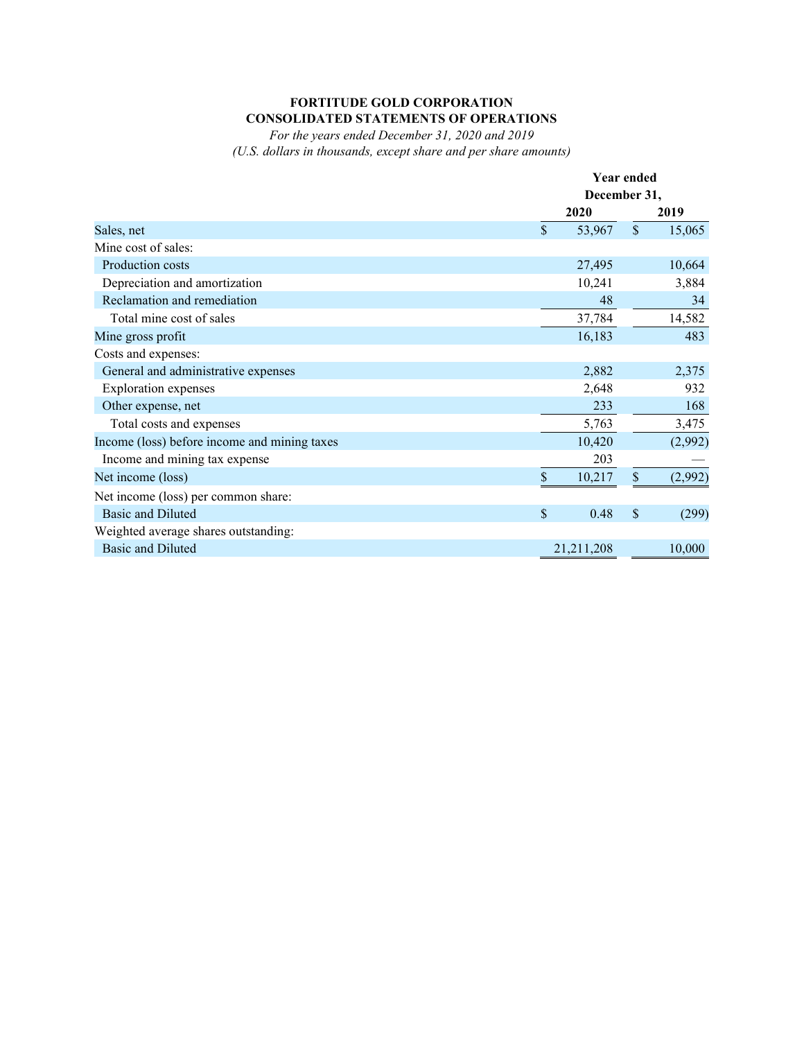**FORTITUDE GOLD CORPORATION**
**CONSOLIDATED STATEMENTS OF OPERATIONS**
*For the years ended December 31, 2020 and 2019*
*(U.S. dollars in thousands, except share and per share amounts)*

| | Year ended December 31, | |
|---|---|---|
| | 2020 | 2019 |
| Sales, net | $ 53,967 | $ 15,065 |
| Mine cost of sales: | | |
| Production costs | 27,495 | 10,664 |
| Depreciation and amortization | 10,241 | 3,884 |
| Reclamation and remediation | 48 | 34 |
| Total mine cost of sales | 37,784 | 14,582 |
| Mine gross profit | 16,183 | 483 |
| Costs and expenses: | | |
| General and administrative expenses | 2,882 | 2,375 |
| Exploration expenses | 2,648 | 932 |
| Other expense, net | 233 | 168 |
| Total costs and expenses | 5,763 | 3,475 |
| Income (loss) before income and mining taxes | 10,420 | (2,992) |
| Income and mining tax expense | 203 | — |
| Net income (loss) | $ 10,217 | $ (2,992) |
| Net income (loss) per common share: | | |
| Basic and Diluted | $ 0.48 | $ (299) |
| Weighted average shares outstanding: | | |
| Basic and Diluted | 21,211,208 | 10,000 |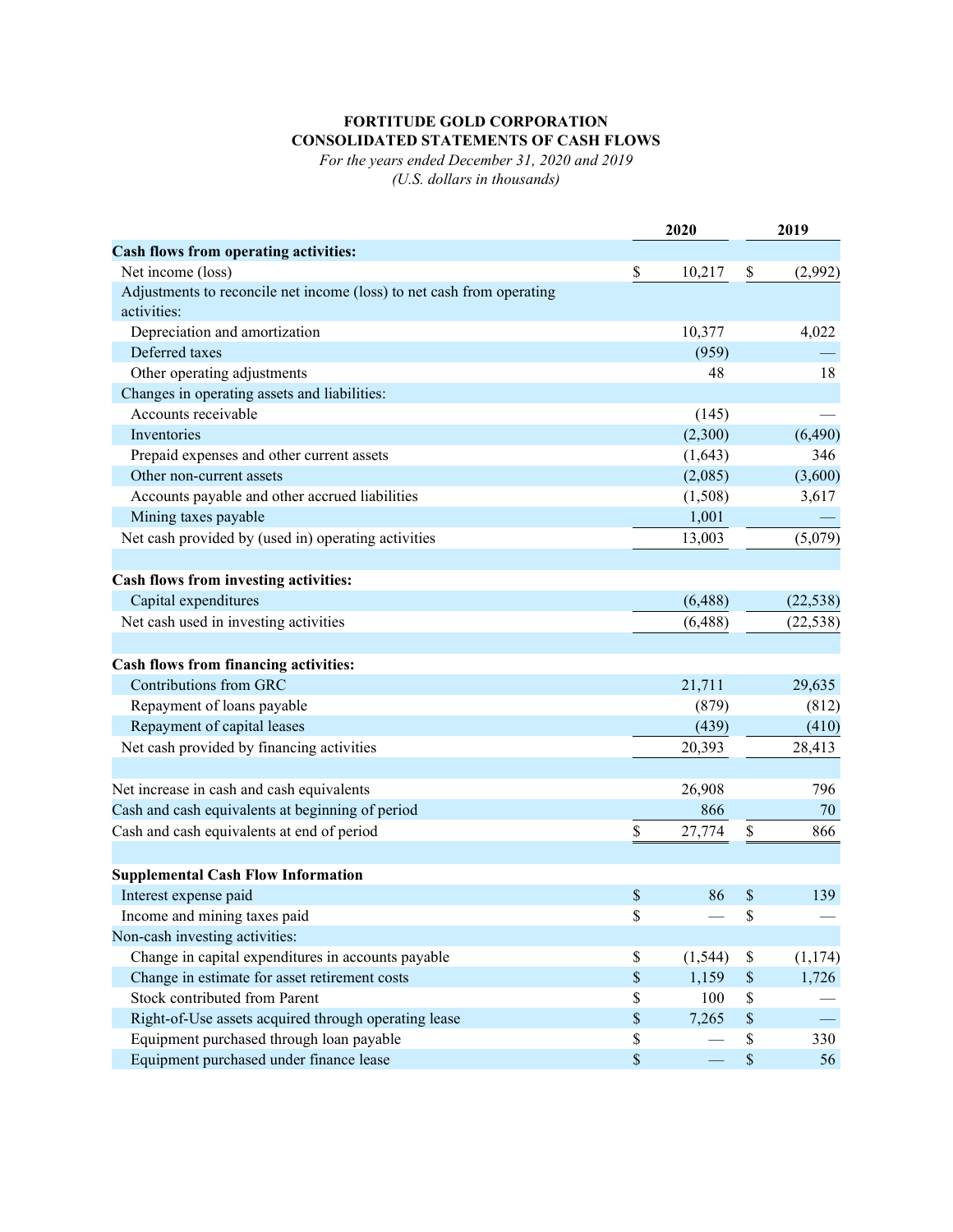# FORTITUDE GOLD CORPORATION
## CONSOLIDATED STATEMENTS OF CASH FLOWS
*For the years ended December 31, 2020 and 2019*
*(U.S. dollars in thousands)*

| | 2020 | 2019 |
|---|---|---|
| **Cash flows from operating activities:** | | |
| Net income (loss) | $ 10,217 | $ (2,992) |
| Adjustments to reconcile net income (loss) to net cash from operating activities: | | |
| Depreciation and amortization | 10,377 | 4,022 |
| Deferred taxes | (959) | — |
| Other operating adjustments | 48 | 18 |
| Changes in operating assets and liabilities: | | |
| Accounts receivable | (145) | — |
| Inventories | (2,300) | (6,490) |
| Prepaid expenses and other current assets | (1,643) | 346 |
| Other non-current assets | (2,085) | (3,600) |
| Accounts payable and other accrued liabilities | (1,508) | 3,617 |
| Mining taxes payable | 1,001 | — |
| Net cash provided by (used in) operating activities | 13,003 | (5,079) |
| | | |
| **Cash flows from investing activities:** | | |
| Capital expenditures | (6,488) | (22,538) |
| Net cash used in investing activities | (6,488) | (22,538) |
| | | |
| **Cash flows from financing activities:** | | |
| Contributions from GRC | 21,711 | 29,635 |
| Repayment of loans payable | (879) | (812) |
| Repayment of capital leases | (439) | (410) |
| Net cash provided by financing activities | 20,393 | 28,413 |
| | | |
| Net increase in cash and cash equivalents | 26,908 | 796 |
| Cash and cash equivalents at beginning of period | 866 | 70 |
| Cash and cash equivalents at end of period | $ 27,774 | $ 866 |
| | | |
| **Supplemental Cash Flow Information** | | |
| Interest expense paid | $ 86 | $ 139 |
| Income and mining taxes paid | $ — | $ — |
| Non-cash investing activities: | | |
| Change in capital expenditures in accounts payable | $ (1,544) | $ (1,174) |
| Change in estimate for asset retirement costs | $ 1,159 | $ 1,726 |
| Stock contributed from Parent | $ 100 | $ — |
| Right-of-Use assets acquired through operating lease | $ 7,265 | $ — |
| Equipment purchased through loan payable | $ — | $ 330 |
| Equipment purchased under finance lease | $ — | $ 56 |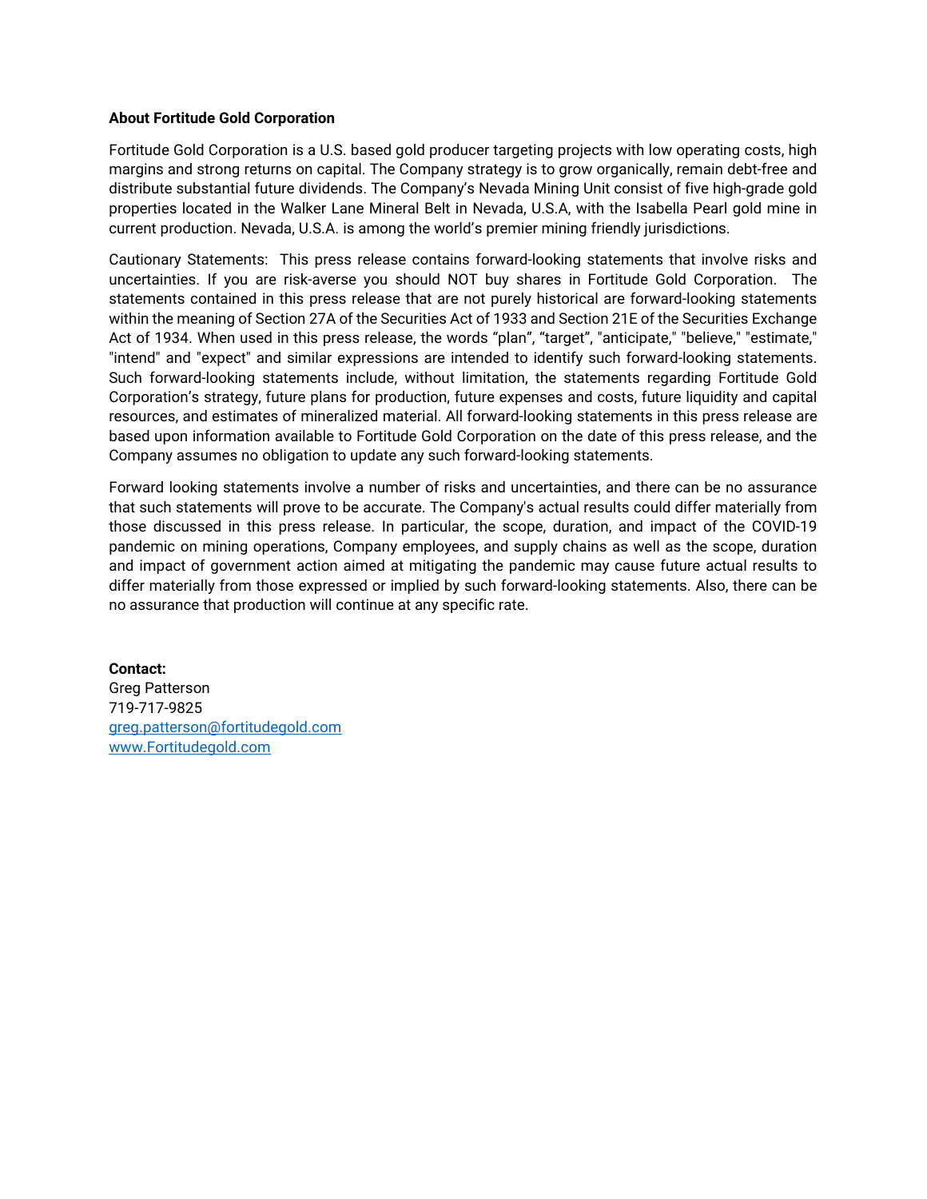**About Fortitude Gold Corporation**

Fortitude Gold Corporation is a U.S. based gold producer targeting projects with low operating costs, high margins and strong returns on capital. The Company strategy is to grow organically, remain debt-free and distribute substantial future dividends. The Company's Nevada Mining Unit consist of five high-grade gold properties located in the Walker Lane Mineral Belt in Nevada, U.S.A, with the Isabella Pearl gold mine in current production. Nevada, U.S.A. is among the world's premier mining friendly jurisdictions.

Cautionary Statements: This press release contains forward-looking statements that involve risks and uncertainties. If you are risk-averse you should NOT buy shares in Fortitude Gold Corporation. The statements contained in this press release that are not purely historical are forward-looking statements within the meaning of Section 27A of the Securities Act of 1933 and Section 21E of the Securities Exchange Act of 1934. When used in this press release, the words "plan", "target", "anticipate," "believe," "estimate," "intend" and "expect" and similar expressions are intended to identify such forward-looking statements. Such forward-looking statements include, without limitation, the statements regarding Fortitude Gold Corporation's strategy, future plans for production, future expenses and costs, future liquidity and capital resources, and estimates of mineralized material. All forward-looking statements in this press release are based upon information available to Fortitude Gold Corporation on the date of this press release, and the Company assumes no obligation to update any such forward-looking statements.

Forward looking statements involve a number of risks and uncertainties, and there can be no assurance that such statements will prove to be accurate. The Company's actual results could differ materially from those discussed in this press release. In particular, the scope, duration, and impact of the COVID-19 pandemic on mining operations, Company employees, and supply chains as well as the scope, duration and impact of government action aimed at mitigating the pandemic may cause future actual results to differ materially from those expressed or implied by such forward-looking statements. Also, there can be no assurance that production will continue at any specific rate.

**Contact:**
Greg Patterson
719-717-9825
greg.patterson@fortitudegold.com
www.Fortitudegold.com